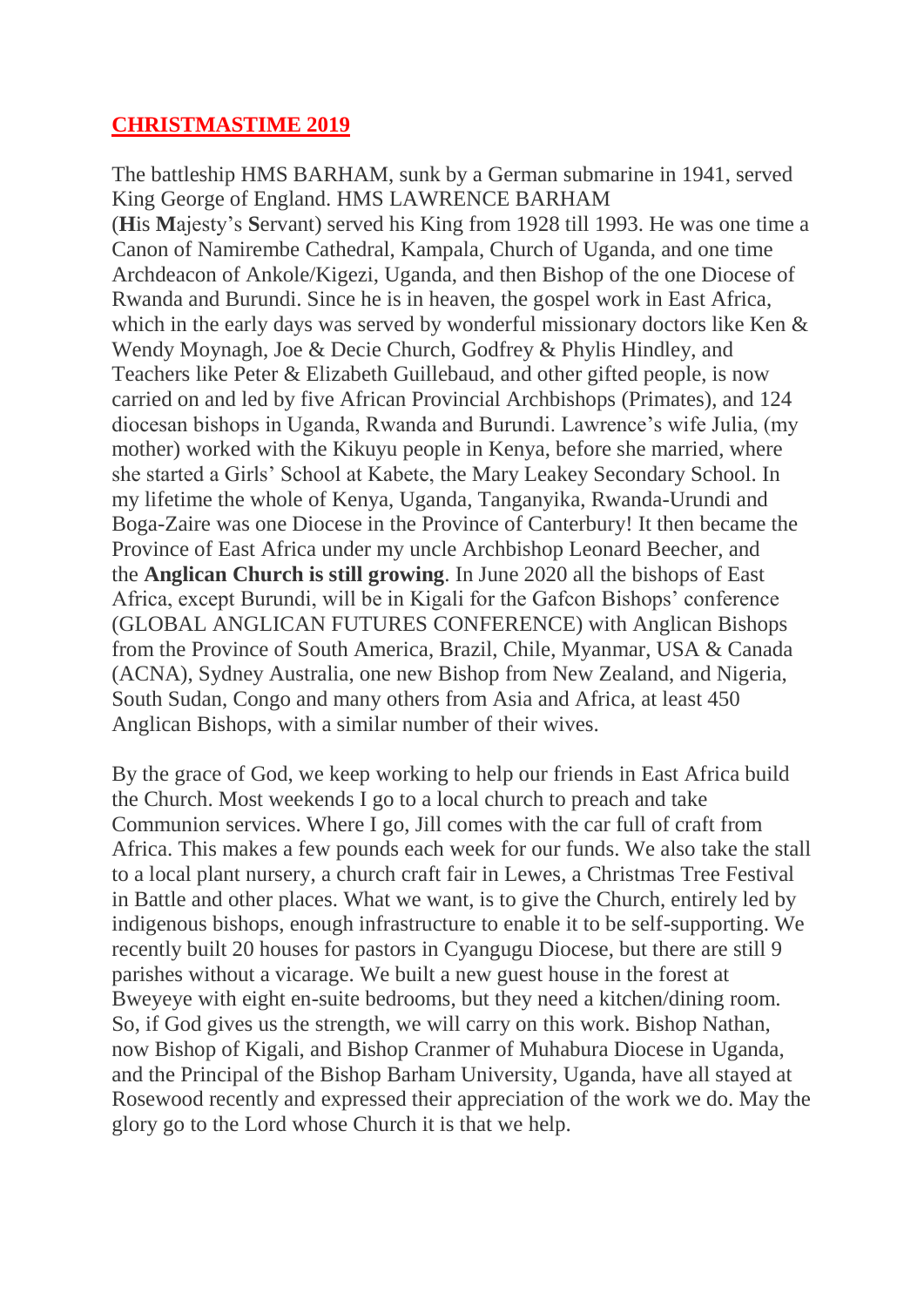**CHRISTMASTIME 2019**

The battleship HMS BARHAM, sunk by a German submarine in 1941, served King George of England. HMS LAWRENCE BARHAM (**H**is **M**ajesty's **S**ervant) served his King from 1928 till 1993. He was one time a Canon of Namirembe Cathedral, Kampala, Church of Uganda, and one time Archdeacon of Ankole/Kigezi, Uganda, and then Bishop of the one Diocese of Rwanda and Burundi. Since he is in heaven, the gospel work in East Africa, which in the early days was served by wonderful missionary doctors like Ken & Wendy Moynagh, Joe & Decie Church, Godfrey & Phylis Hindley, and Teachers like Peter & Elizabeth Guillebaud, and other gifted people, is now carried on and led by five African Provincial Archbishops (Primates), and 124 diocesan bishops in Uganda, Rwanda and Burundi. Lawrence's wife Julia, (my mother) worked with the Kikuyu people in Kenya, before she married, where she started a Girls' School at Kabete, the Mary Leakey Secondary School. In my lifetime the whole of Kenya, Uganda, Tanganyika, Rwanda-Urundi and Boga-Zaire was one Diocese in the Province of Canterbury! It then became the Province of East Africa under my uncle Archbishop Leonard Beecher, and the **Anglican Church is still growing**. In June 2020 all the bishops of East Africa, except Burundi, will be in Kigali for the Gafcon Bishops' conference (GLOBAL ANGLICAN FUTURES CONFERENCE) with Anglican Bishops from the Province of South America, Brazil, Chile, Myanmar, USA & Canada (ACNA), Sydney Australia, one new Bishop from New Zealand, and Nigeria, South Sudan, Congo and many others from Asia and Africa, at least 450 Anglican Bishops, with a similar number of their wives.

By the grace of God, we keep working to help our friends in East Africa build the Church. Most weekends I go to a local church to preach and take Communion services. Where I go, Jill comes with the car full of craft from Africa. This makes a few pounds each week for our funds. We also take the stall to a local plant nursery, a church craft fair in Lewes, a Christmas Tree Festival in Battle and other places. What we want, is to give the Church, entirely led by indigenous bishops, enough infrastructure to enable it to be self-supporting. We recently built 20 houses for pastors in Cyangugu Diocese, but there are still 9 parishes without a vicarage. We built a new guest house in the forest at Bweyeye with eight en-suite bedrooms, but they need a kitchen/dining room. So, if God gives us the strength, we will carry on this work. Bishop Nathan, now Bishop of Kigali, and Bishop Cranmer of Muhabura Diocese in Uganda, and the Principal of the Bishop Barham University, Uganda, have all stayed at Rosewood recently and expressed their appreciation of the work we do. May the glory go to the Lord whose Church it is that we help.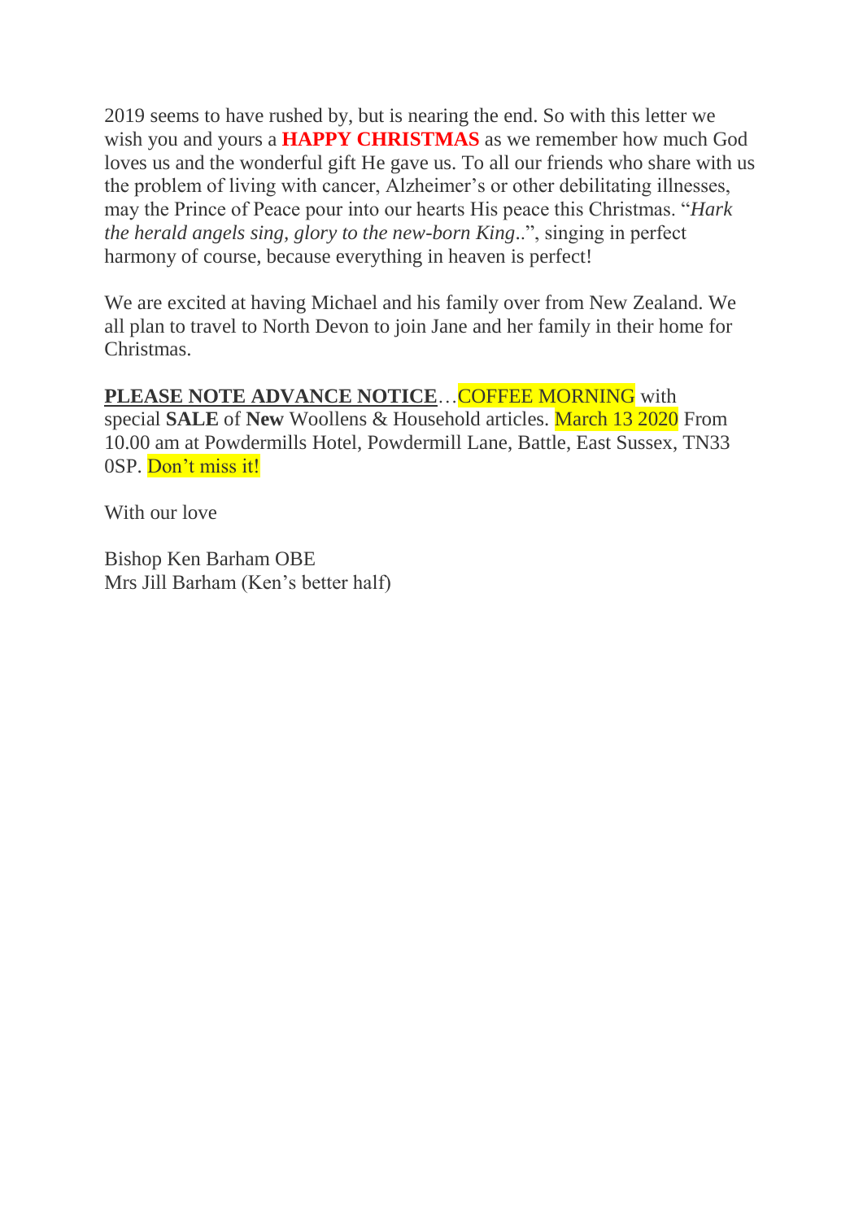2019 seems to have rushed by, but is nearing the end. So with this letter we wish you and yours a **HAPPY CHRISTMAS** as we remember how much God loves us and the wonderful gift He gave us. To all our friends who share with us the problem of living with cancer, Alzheimer's or other debilitating illnesses, may the Prince of Peace pour into our hearts His peace this Christmas. "*Hark the herald angels sing, glory to the new-born King*..", singing in perfect harmony of course, because everything in heaven is perfect!

We are excited at having Michael and his family over from New Zealand. We all plan to travel to North Devon to join Jane and her family in their home for Christmas.

**PLEASE NOTE ADVANCE NOTICE**…COFFEE MORNING with special **SALE** of **New** Woollens & Household articles. March 13 2020 From 10.00 am at Powdermills Hotel, Powdermill Lane, Battle, East Sussex, TN33 0SP. Don't miss it!

With our love

Bishop Ken Barham OBE
Mrs Jill Barham (Ken's better half)